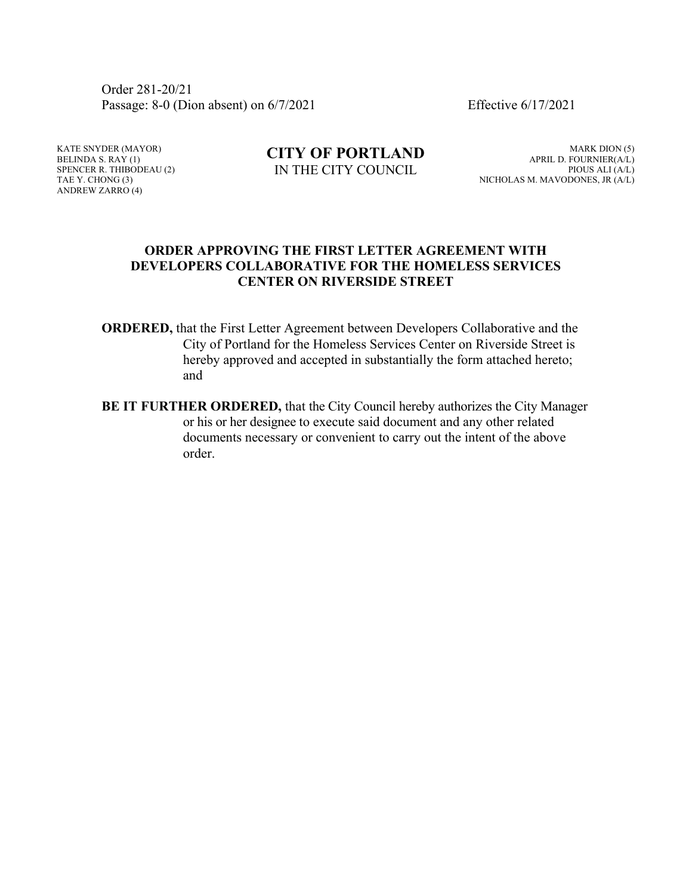Order 281-20/21
Passage: 8-0 (Dion absent) on 6/7/2021 Effective 6/17/2021

KATE SNYDER (MAYOR)
BELINDA S. RAY (1)
SPENCER R. THIBODEAU (2)
TAE Y. CHONG (3)
ANDREW ZARRO (4)

**CITY OF PORTLAND**
IN THE CITY COUNCIL

MARK DION (5)
APRIL D. FOURNIER(A/L)
PIOUS ALI (A/L)
NICHOLAS M. MAVODONES, JR (A/L)

## ORDER APPROVING THE FIRST LETTER AGREEMENT WITH DEVELOPERS COLLABORATIVE FOR THE HOMELESS SERVICES CENTER ON RIVERSIDE STREET

**ORDERED,** that the First Letter Agreement between Developers Collaborative and the City of Portland for the Homeless Services Center on Riverside Street is hereby approved and accepted in substantially the form attached hereto; and

**BE IT FURTHER ORDERED,** that the City Council hereby authorizes the City Manager or his or her designee to execute said document and any other related documents necessary or convenient to carry out the intent of the above order.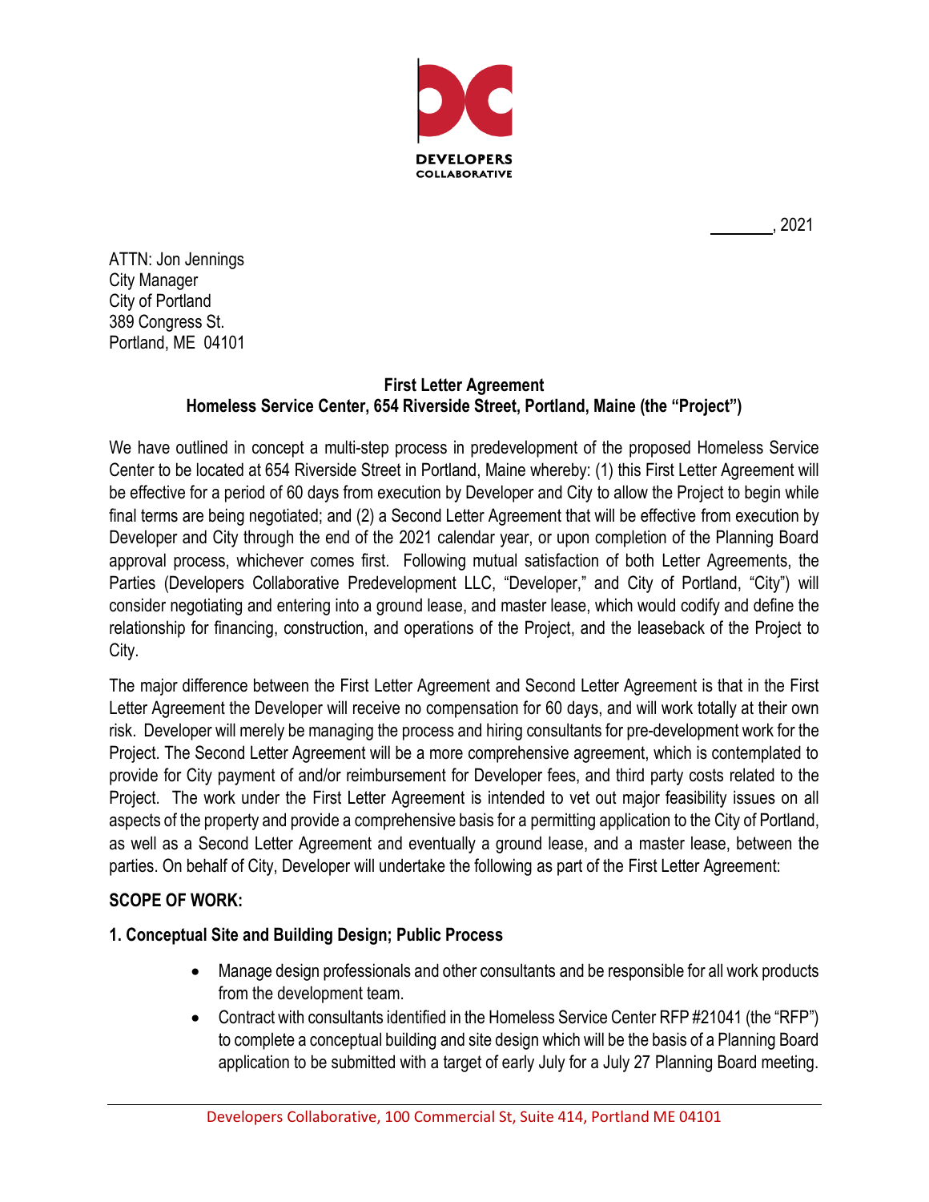\_\_\_\_\_\_\_\_, 2021

ATTN: Jon Jennings
City Manager
City of Portland
389 Congress St.
Portland, ME 04101

**First Letter Agreement**
**Homeless Service Center, 654 Riverside Street, Portland, Maine (the "Project")**

We have outlined in concept a multi-step process in predevelopment of the proposed Homeless Service Center to be located at 654 Riverside Street in Portland, Maine whereby: (1) this First Letter Agreement will be effective for a period of 60 days from execution by Developer and City to allow the Project to begin while final terms are being negotiated; and (2) a Second Letter Agreement that will be effective from execution by Developer and City through the end of the 2021 calendar year, or upon completion of the Planning Board approval process, whichever comes first. Following mutual satisfaction of both Letter Agreements, the Parties (Developers Collaborative Predevelopment LLC, "Developer," and City of Portland, "City") will consider negotiating and entering into a ground lease, and master lease, which would codify and define the relationship for financing, construction, and operations of the Project, and the leaseback of the Project to City.

The major difference between the First Letter Agreement and Second Letter Agreement is that in the First Letter Agreement the Developer will receive no compensation for 60 days, and will work totally at their own risk. Developer will merely be managing the process and hiring consultants for pre-development work for the Project. The Second Letter Agreement will be a more comprehensive agreement, which is contemplated to provide for City payment of and/or reimbursement for Developer fees, and third party costs related to the Project. The work under the First Letter Agreement is intended to vet out major feasibility issues on all aspects of the property and provide a comprehensive basis for a permitting application to the City of Portland, as well as a Second Letter Agreement and eventually a ground lease, and a master lease, between the parties. On behalf of City, Developer will undertake the following as part of the First Letter Agreement:

**SCOPE OF WORK:**

**1. Conceptual Site and Building Design; Public Process**

- Manage design professionals and other consultants and be responsible for all work products from the development team.
- Contract with consultants identified in the Homeless Service Center RFP #21041 (the "RFP") to complete a conceptual building and site design which will be the basis of a Planning Board application to be submitted with a target of early July for a July 27 Planning Board meeting.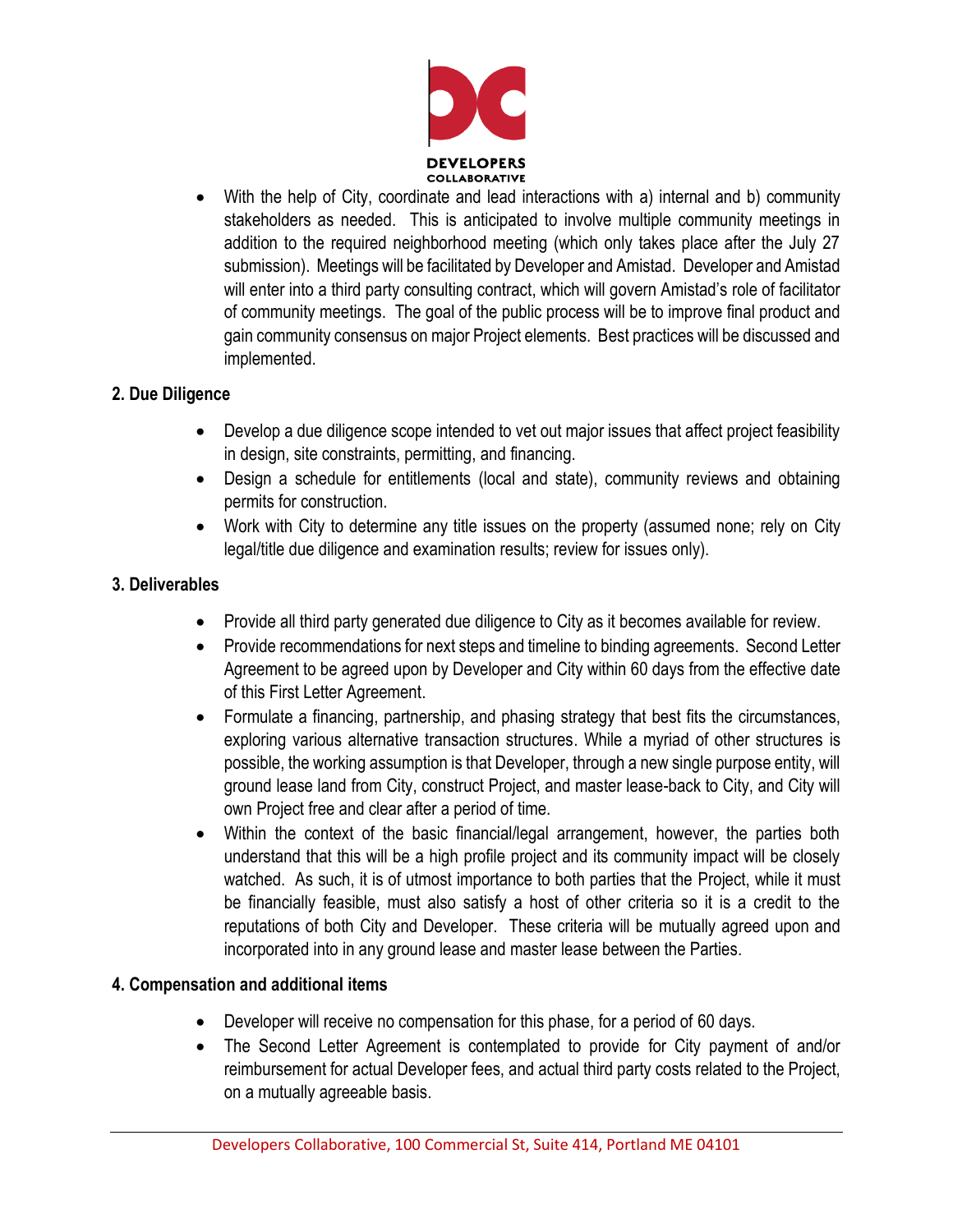- With the help of City, coordinate and lead interactions with a) internal and b) community stakeholders as needed. This is anticipated to involve multiple community meetings in addition to the required neighborhood meeting (which only takes place after the July 27 submission). Meetings will be facilitated by Developer and Amistad. Developer and Amistad will enter into a third party consulting contract, which will govern Amistad's role of facilitator of community meetings. The goal of the public process will be to improve final product and gain community consensus on major Project elements. Best practices will be discussed and implemented.

**2. Due Diligence**

- Develop a due diligence scope intended to vet out major issues that affect project feasibility in design, site constraints, permitting, and financing.
- Design a schedule for entitlements (local and state), community reviews and obtaining permits for construction.
- Work with City to determine any title issues on the property (assumed none; rely on City legal/title due diligence and examination results; review for issues only).

**3. Deliverables**

- Provide all third party generated due diligence to City as it becomes available for review.
- Provide recommendations for next steps and timeline to binding agreements. Second Letter Agreement to be agreed upon by Developer and City within 60 days from the effective date of this First Letter Agreement.
- Formulate a financing, partnership, and phasing strategy that best fits the circumstances, exploring various alternative transaction structures. While a myriad of other structures is possible, the working assumption is that Developer, through a new single purpose entity, will ground lease land from City, construct Project, and master lease-back to City, and City will own Project free and clear after a period of time.
- Within the context of the basic financial/legal arrangement, however, the parties both understand that this will be a high profile project and its community impact will be closely watched. As such, it is of utmost importance to both parties that the Project, while it must be financially feasible, must also satisfy a host of other criteria so it is a credit to the reputations of both City and Developer. These criteria will be mutually agreed upon and incorporated into in any ground lease and master lease between the Parties.

**4. Compensation and additional items**

- Developer will receive no compensation for this phase, for a period of 60 days.
- The Second Letter Agreement is contemplated to provide for City payment of and/or reimbursement for actual Developer fees, and actual third party costs related to the Project, on a mutually agreeable basis.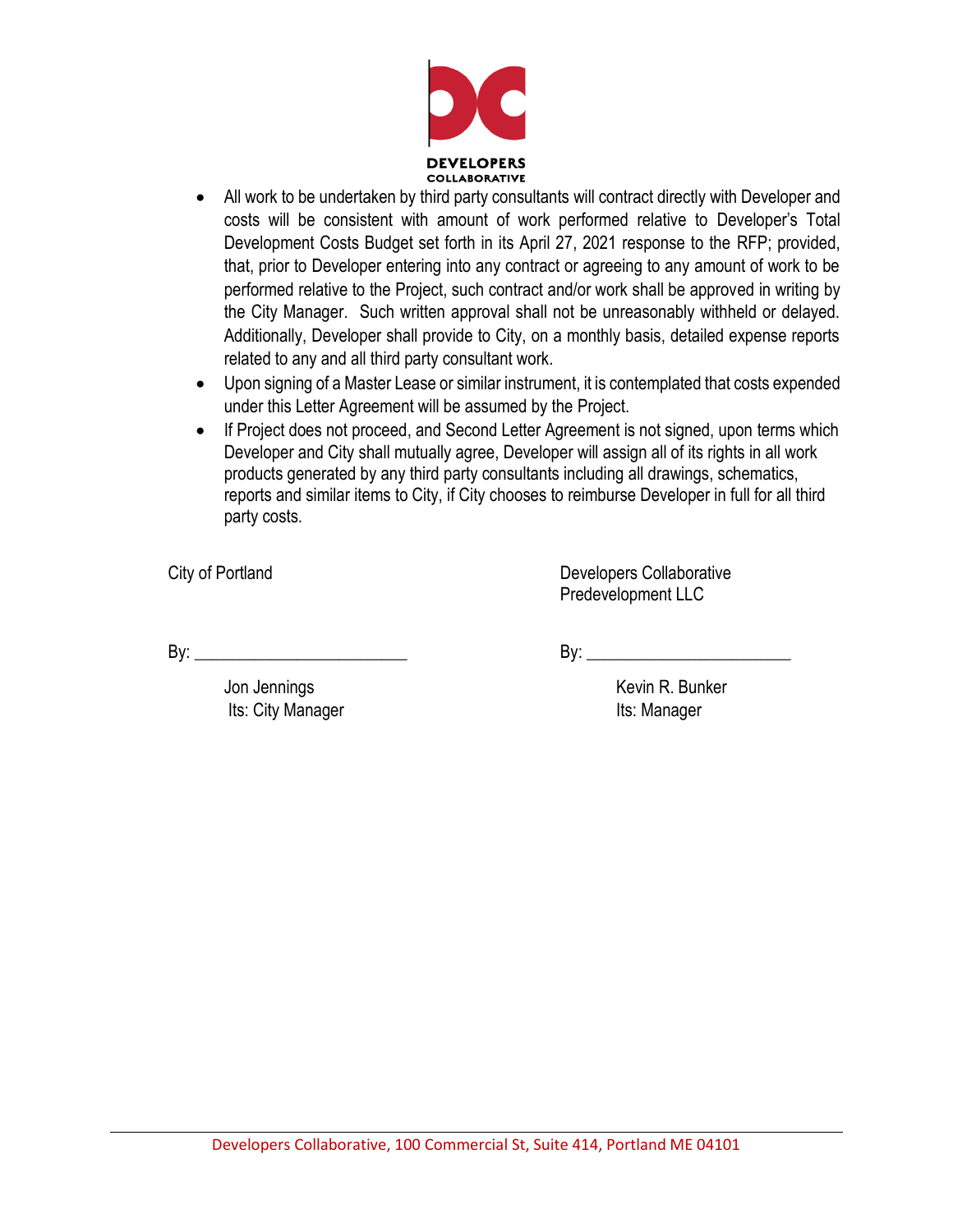- All work to be undertaken by third party consultants will contract directly with Developer and costs will be consistent with amount of work performed relative to Developer's Total Development Costs Budget set forth in its April 27, 2021 response to the RFP; provided, that, prior to Developer entering into any contract or agreeing to any amount of work to be performed relative to the Project, such contract and/or work shall be approved in writing by the City Manager. Such written approval shall not be unreasonably withheld or delayed. Additionally, Developer shall provide to City, on a monthly basis, detailed expense reports related to any and all third party consultant work.
- Upon signing of a Master Lease or similar instrument, it is contemplated that costs expended under this Letter Agreement will be assumed by the Project.
- If Project does not proceed, and Second Letter Agreement is not signed, upon terms which Developer and City shall mutually agree, Developer will assign all of its rights in all work products generated by any third party consultants including all drawings, schematics, reports and similar items to City, if City chooses to reimburse Developer in full for all third party costs.

City of Portland

By: ________________________

Jon Jennings
Its: City Manager

Developers Collaborative Predevelopment LLC

By: ________________________

Kevin R. Bunker
Its: Manager